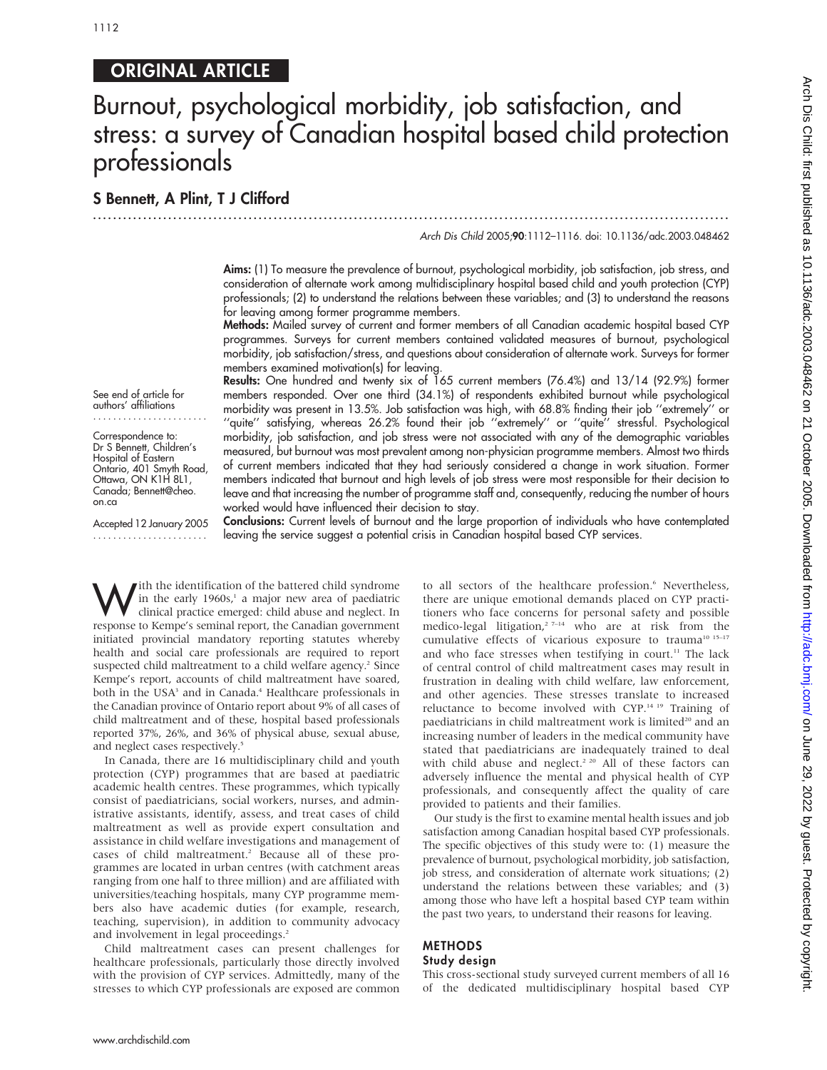## ORIGINAL ARTICLE

# Burnout, psychological morbidity, job satisfaction, and stress: a survey of Canadian hospital based child protection professionals

### S Bennett, A Plint, T J Clifford

Arch Dis Child 2005;90:1112–1116. doi: 10.1136/adc.2003.048462

**Aims:** (1) To measure the prevalence of burnout, psychological morbidity, job satisfaction, job stress, and consideration of alternate work among multidisciplinary hospital based child and youth protection (CYP) professionals; (2) to understand the relations between these variables; and (3) to understand the reasons for leaving among former programme members.

**Methods:** Mailed survey of current and former members of all Canadian academic hospital based CYP programmes. Surveys for current members contained validated measures of burnout, psychological morbidity, job satisfaction/stress, and questions about consideration of alternate work. Surveys for former members examined motivation(s) for leaving.

**Results:** One hundred and twenty six of 165 current members (76.4%) and 13/14 (92.9%) former members responded. Over one third (34.1%) of respondents exhibited burnout while psychological morbidity was present in 13.5%. Job satisfaction was high, with 68.8% finding their job ''extremely'' or ''quite'' satisfying, whereas 26.2% found their job ''extremely'' or ''quite'' stressful. Psychological morbidity, job satisfaction, and job stress were not associated with any of the demographic variables measured, but burnout was most prevalent among non-physician programme members. Almost two thirds of current members indicated that they had seriously considered a change in work situation. Former members indicated that burnout and high levels of job stress were most responsible for their decision to leave and that increasing the number of programme staff and, consequently, reducing the number of hours worked would have influenced their decision to stay.

**Conclusions:** Current levels of burnout and the large proportion of individuals who have contemplated leaving the service suggest a potential crisis in Canadian hospital based CYP services.

See end of article for authors' affiliations

Correspondence to: Dr S Bennett, Children's Hospital of Eastern Ontario, 401 Smyth Road, Ottawa, ON K1H 8L1, Canada; Bennett@cheo.on.ca

Accepted 12 January 2005

With the identification of the battered child syndrome in the early 1960s,[1] a major new area of paediatric clinical practice emerged: child abuse and neglect. In response to Kempe's seminal report, the Canadian government initiated provincial mandatory reporting statutes whereby health and social care professionals are required to report suspected child maltreatment to a child welfare agency.[2] Since Kempe's report, accounts of child maltreatment have soared, both in the USA[3] and in Canada.[4] Healthcare professionals in the Canadian province of Ontario report about 9% of all cases of child maltreatment and of these, hospital based professionals reported 37%, 26%, and 36% of physical abuse, sexual abuse, and neglect cases respectively.[5]

In Canada, there are 16 multidisciplinary child and youth protection (CYP) programmes that are based at paediatric academic health centres. These programmes, which typically consist of paediatricians, social workers, nurses, and administrative assistants, identify, assess, and treat cases of child maltreatment as well as provide expert consultation and assistance in child welfare investigations and management of cases of child maltreatment.[2] Because all of these programmes are located in urban centres (with catchment areas ranging from one half to three million) and are affiliated with universities/teaching hospitals, many CYP programme members also have academic duties (for example, research, teaching, supervision), in addition to community advocacy and involvement in legal proceedings.[2]

Child maltreatment cases can present challenges for healthcare professionals, particularly those directly involved with the provision of CYP services. Admittedly, many of the stresses to which CYP professionals are exposed are common to all sectors of the healthcare profession.[6] Nevertheless, there are unique emotional demands placed on CYP practitioners who face concerns for personal safety and possible medico-legal litigation,[2 7–14] who are at risk from the cumulative effects of vicarious exposure to trauma[10 15–17] and who face stresses when testifying in court.[11] The lack of central control of child maltreatment cases may result in frustration in dealing with child welfare, law enforcement, and other agencies. These stresses translate to increased reluctance to become involved with CYP.[14 19] Training of paediatricians in child maltreatment work is limited[20] and an increasing number of leaders in the medical community have stated that paediatricians are inadequately trained to deal with child abuse and neglect.[2 20] All of these factors can adversely influence the mental and physical health of CYP professionals, and consequently affect the quality of care provided to patients and their families.

Our study is the first to examine mental health issues and job satisfaction among Canadian hospital based CYP professionals. The specific objectives of this study were to: (1) measure the prevalence of burnout, psychological morbidity, job satisfaction, job stress, and consideration of alternate work situations; (2) understand the relations between these variables; and (3) among those who have left a hospital based CYP team within the past two years, to understand their reasons for leaving.

## METHODS

### Study design

This cross-sectional study surveyed current members of all 16 of the dedicated multidisciplinary hospital based CYP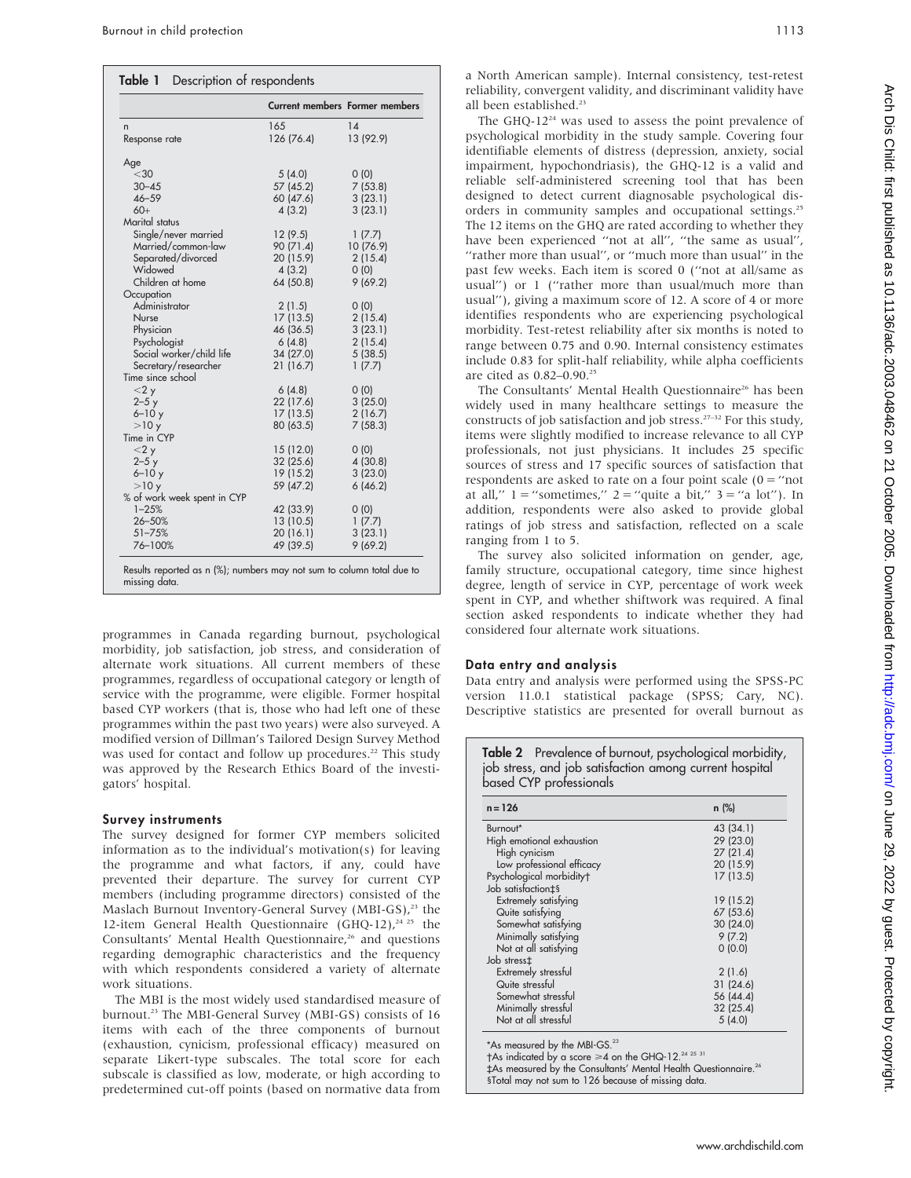**Table 1** Description of respondents

| | Current members | Former members |
|---|---|---|
| n | 165 | 14 |
| Response rate | 126 (76.4) | 13 (92.9) |
| Age | | |
| <30 | 5 (4.0) | 0 (0) |
| 30–45 | 57 (45.2) | 7 (53.8) |
| 46–59 | 60 (47.6) | 3 (23.1) |
| 60+ | 4 (3.2) | 3 (23.1) |
| Marital status | | |
| Single/never married | 12 (9.5) | 1 (7.7) |
| Married/common-law | 90 (71.4) | 10 (76.9) |
| Separated/divorced | 20 (15.9) | 2 (15.4) |
| Widowed | 4 (3.2) | 0 (0) |
| Children at home | 64 (50.8) | 9 (69.2) |
| Occupation | | |
| Administrator | 2 (1.5) | 0 (0) |
| Nurse | 17 (13.5) | 2 (15.4) |
| Physician | 46 (36.5) | 3 (23.1) |
| Psychologist | 6 (4.8) | 2 (15.4) |
| Social worker/child life | 34 (27.0) | 5 (38.5) |
| Secretary/researcher | 21 (16.7) | 1 (7.7) |
| Time since school | | |
| <2 y | 6 (4.8) | 0 (0) |
| 2–5 y | 22 (17.6) | 3 (25.0) |
| 6–10 y | 17 (13.5) | 2 (16.7) |
| >10 y | 80 (63.5) | 7 (58.3) |
| Time in CYP | | |
| <2 y | 15 (12.0) | 0 (0) |
| 2–5 y | 32 (25.6) | 4 (30.8) |
| 6–10 y | 19 (15.2) | 3 (23.0) |
| >10 y | 59 (47.2) | 6 (46.2) |
| % of work week spent in CYP | | |
| 1–25% | 42 (33.9) | 0 (0) |
| 26–50% | 13 (10.5) | 1 (7.7) |
| 51–75% | 20 (16.1) | 3 (23.1) |
| 76–100% | 49 (39.5) | 9 (69.2) |

Results reported as n (%); numbers may not sum to column total due to missing data.

programmes in Canada regarding burnout, psychological morbidity, job satisfaction, job stress, and consideration of alternate work situations. All current members of these programmes, regardless of occupational category or length of service with the programme, were eligible. Former hospital based CYP workers (that is, those who had left one of these programmes within the past two years) were also surveyed. A modified version of Dillman's Tailored Design Survey Method was used for contact and follow up procedures.[22] This study was approved by the Research Ethics Board of the investigators' hospital.

### Survey instruments

The survey designed for former CYP members solicited information as to the individual's motivation(s) for leaving the programme and what factors, if any, could have prevented their departure. The survey for current CYP members (including programme directors) consisted of the Maslach Burnout Inventory-General Survey (MBI-GS),[23] the 12-item General Health Questionnaire (GHQ-12),[24 25] the Consultants' Mental Health Questionnaire,[26] and questions regarding demographic characteristics and the frequency with which respondents considered a variety of alternate work situations.

The MBI[23] is the most widely used standardised measure of burnout.[23] The MBI-General Survey (MBI-GS) consists of 16 items with each of the three components of burnout (exhaustion, cynicism, professional efficacy) measured on separate Likert-type subscales. The total score for each subscale is classified as low, moderate, or high according to predetermined cut-off points (based on normative data from a North American sample). Internal consistency, test-retest reliability, convergent validity, and discriminant validity have all been established.[23]

The GHQ-12[24] was used to assess the point prevalence of psychological morbidity in the study sample. Covering four identifiable elements of distress (depression, anxiety, social impairment, hypochondriasis), the GHQ-12 is a valid and reliable self-administered screening tool that has been designed to detect current diagnosable psychological disorders in community samples and occupational settings.[25] The 12 items on the GHQ are rated according to whether they have been experienced "not at all", "the same as usual", "rather more than usual", or "much more than usual" in the past few weeks. Each item is scored 0 ("not at all/same as usual") or 1 ("rather more than usual/much more than usual"), giving a maximum score of 12. A score of 4 or more identifies respondents who are experiencing psychological morbidity. Test-retest reliability after six months is noted to range between 0.75 and 0.90. Internal consistency estimates include 0.83 for split-half reliability, while alpha coefficients are cited as 0.82–0.90.[25]

The Consultants' Mental Health Questionnaire[26] has been widely used in many healthcare settings to measure the constructs of job satisfaction and job stress.[27–32] For this study, items were slightly modified to increase relevance to all CYP professionals, not just physicians. It includes 25 specific sources of stress and 17 specific sources of satisfaction that respondents are asked to rate on a four point scale (0 = "not at all," 1 = "sometimes," 2 = "quite a bit," 3 = "a lot"). In addition, respondents were also asked to provide global ratings of job stress and satisfaction, reflected on a scale ranging from 1 to 5.

The survey also solicited information on gender, age, family structure, occupational category, time since highest degree, length of service in CYP, percentage of work week spent in CYP, and whether shiftwork was required. A final section asked respondents to indicate whether they had considered four alternate work situations.

### Data entry and analysis

Data entry and analysis were performed using the SPSS-PC version 11.0.1 statistical package (SPSS; Cary, NC). Descriptive statistics are presented for overall burnout as

**Table 2** Prevalence of burnout, psychological morbidity, job stress, and job satisfaction among current hospital based CYP professionals

| n = 126 | n (%) |
|---|---|
| Burnout* | 43 (34.1) |
| High emotional exhaustion | 29 (23.0) |
| High cynicism | 27 (21.4) |
| Low professional efficacy | 20 (15.9) |
| Psychological morbidity† | 17 (13.5) |
| Job satisfaction‡§ | |
| Extremely satisfying | 19 (15.2) |
| Quite satisfying | 67 (53.6) |
| Somewhat satisfying | 30 (24.0) |
| Minimally satisfying | 9 (7.2) |
| Not at all satisfying | 0 (0.0) |
| Job stress‡ | |
| Extremely stressful | 2 (1.6) |
| Quite stressful | 31 (24.6) |
| Somewhat stressful | 56 (44.4) |
| Minimally stressful | 32 (25.4) |
| Not at all stressful | 5 (4.0) |

*As measured by the MBI-GS.[23]
†As indicated by a score ≥4 on the GHQ-12.[24 25 31]
‡As measured by the Consultants' Mental Health Questionnaire.[26]
§Total may not sum to 126 because of missing data.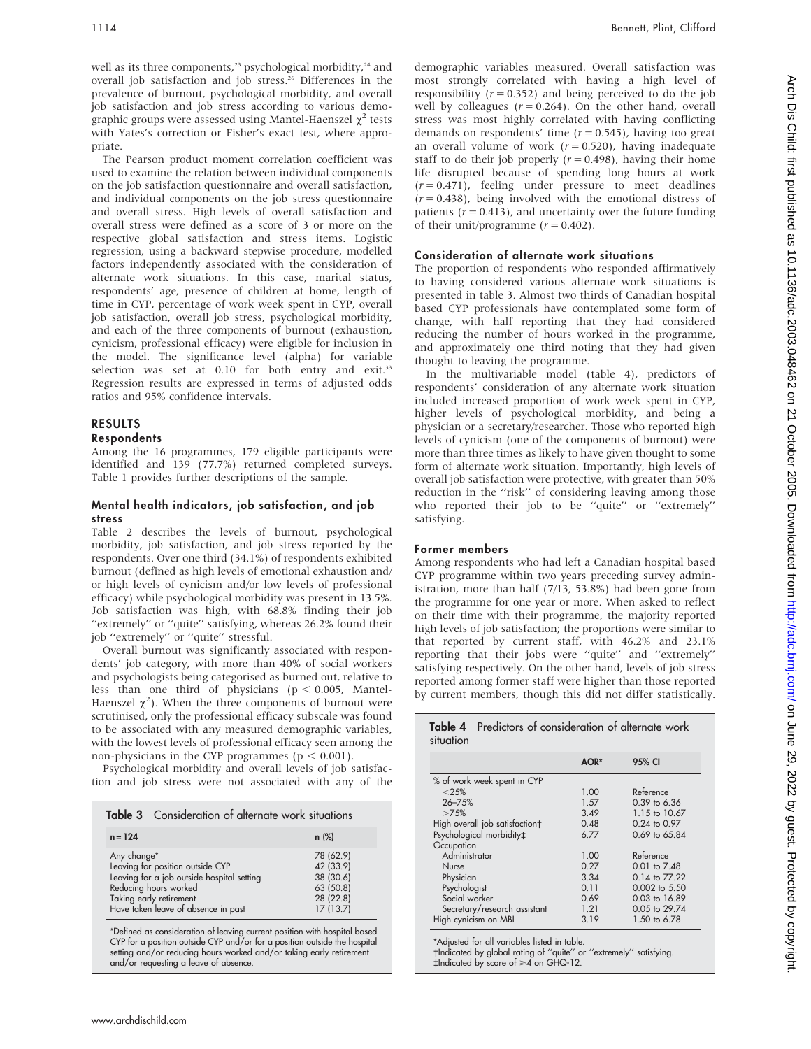well as its three components,[23] psychological morbidity,[24] and overall job satisfaction and job stress.[26] Differences in the prevalence of burnout, psychological morbidity, and overall job satisfaction and job stress according to various demographic groups were assessed using Mantel-Haenszel $\chi^2$ tests with Yates's correction or Fisher's exact test, where appropriate.

The Pearson product moment correlation coefficient was used to examine the relation between individual components on the job satisfaction questionnaire and overall satisfaction, and individual components on the job stress questionnaire and overall stress. High levels of overall satisfaction and overall stress were defined as a score of 3 or more on the respective global satisfaction and stress items. Logistic regression, using a backward stepwise procedure, modelled factors independently associated with the consideration of alternate work situations. In this case, marital status, respondents' age, presence of children at home, length of time in CYP, percentage of work week spent in CYP, overall job satisfaction, overall job stress, psychological morbidity, and each of the three components of burnout (exhaustion, cynicism, professional efficacy) were eligible for inclusion in the model. The significance level (alpha) for variable selection was set at 0.10 for both entry and exit.[33] Regression results are expressed in terms of adjusted odds ratios and 95% confidence intervals.

## RESULTS

### Respondents

Among the 16 programmes, 179 eligible participants were identified and 139 (77.7%) returned completed surveys. Table 1 provides further descriptions of the sample.

### Mental health indicators, job satisfaction, and job stress

Table 2 describes the levels of burnout, psychological morbidity, job satisfaction, and job stress reported by the respondents. Over one third (34.1%) of respondents exhibited burnout (defined as high levels of emotional exhaustion and/or high levels of cynicism and/or low levels of professional efficacy) while psychological morbidity was present in 13.5%. Job satisfaction was high, with 68.8% finding their job "extremely" or "quite" satisfying, whereas 26.2% found their job "extremely" or "quite" stressful.

Overall burnout was significantly associated with respondents' job category, with more than 40% of social workers and psychologists being categorised as burned out, relative to less than one third of physicians ($p < 0.005$, Mantel-Haenszel $\chi^2$). When the three components of burnout were scrutinised, only the professional efficacy subscale was found to be associated with any measured demographic variables, with the lowest levels of professional efficacy seen among the non-physicians in the CYP programmes ($p < 0.001$).

Psychological morbidity and overall levels of job satisfaction and job stress were not associated with any of the demographic variables measured. Overall satisfaction was most strongly correlated with having a high level of responsibility ($r = 0.352$) and being perceived to do the job well by colleagues ($r = 0.264$). On the other hand, overall stress was most highly correlated with having conflicting demands on respondents' time ($r = 0.545$), having too great an overall volume of work ($r = 0.520$), having inadequate staff to do their job properly ($r = 0.498$), having their home life disrupted because of spending long hours at work ($r = 0.471$), feeling under pressure to meet deadlines ($r = 0.438$), being involved with the emotional distress of patients ($r = 0.413$), and uncertainty over the future funding of their unit/programme ($r = 0.402$).

**Table 3** Consideration of alternate work situations

| n = 124 | n (%) |
|---|---|
| Any change* | 78 (62.9) |
| Leaving for position outside CYP | 42 (33.9) |
| Leaving for a job outside hospital setting | 38 (30.6) |
| Reducing hours worked | 63 (50.8) |
| Taking early retirement | 28 (22.8) |
| Have taken leave of absence in past | 17 (13.7) |

*Defined as consideration of leaving current position with hospital based CYP for a position outside CYP and/or for a position outside the hospital setting and/or reducing hours worked and/or taking early retirement and/or requesting a leave of absence.

### Consideration of alternate work situations

The proportion of respondents who responded affirmatively to having considered various alternate work situations is presented in table 3. Almost two thirds of Canadian hospital based CYP professionals have contemplated some form of change, with half reporting that they had considered reducing the number of hours worked in the programme, and approximately one third noting that they had given thought to leaving the programme.

In the multivariable model (table 4), predictors of respondents' consideration of any alternate work situation included increased proportion of work week spent in CYP, higher levels of psychological morbidity, and being a physician or a secretary/researcher. Those who reported high levels of cynicism (one of the components of burnout) were more than three times as likely to have given thought to some form of alternate work situation. Importantly, high levels of overall job satisfaction were protective, with greater than 50% reduction in the "risk" of considering leaving among those who reported their job to be "quite" or "extremely" satisfying.

### Former members

Among respondents who had left a Canadian hospital based CYP programme within two years preceding survey administration, more than half (7/13, 53.8%) had been gone from the programme for one year or more. When asked to reflect on their time with their programme, the majority reported high levels of job satisfaction; the proportions were similar to that reported by current staff, with 46.2% and 23.1% reporting that their jobs were "quite" and "extremely" satisfying respectively. On the other hand, levels of job stress reported among former staff were higher than those reported by current members, though this did not differ statistically.

**Table 4** Predictors of consideration of alternate work situation

| | AOR* | 95% CI |
|---|---|---|
| % of work week spent in CYP | | |
| <25% | 1.00 | Reference |
| 26–75% | 1.57 | 0.39 to 6.36 |
| >75% | 3.49 | 1.15 to 10.67 |
| High overall job satisfaction† | 0.48 | 0.24 to 0.97 |
| Psychological morbidity‡ | 6.77 | 0.69 to 65.84 |
| Occupation | | |
| Administrator | 1.00 | Reference |
| Nurse | 0.27 | 0.01 to 7.48 |
| Physician | 3.34 | 0.14 to 77.22 |
| Psychologist | 0.11 | 0.002 to 5.50 |
| Social worker | 0.69 | 0.03 to 16.89 |
| Secretary/research assistant | 1.21 | 0.05 to 29.74 |
| High cynicism on MBI | 3.19 | 1.50 to 6.78 |

*Adjusted for all variables listed in table.
†Indicated by global rating of "quite" or "extremely" satisfying.
‡Indicated by score of ⩾4 on GHQ-12.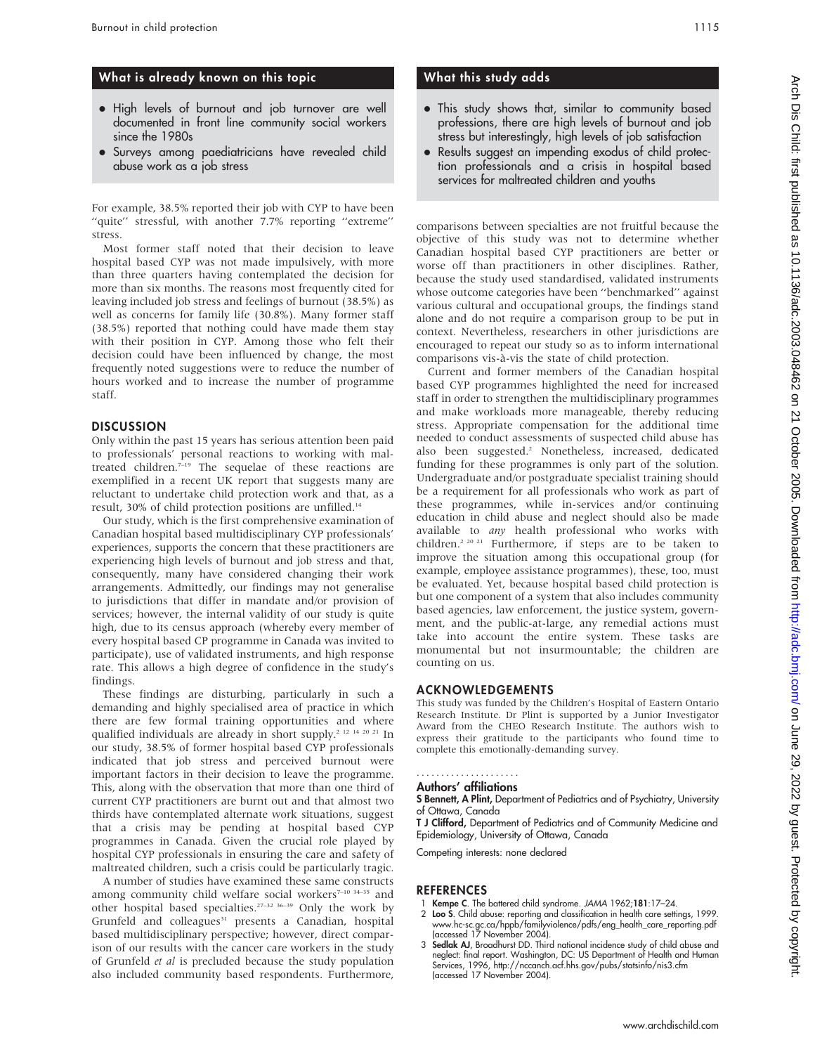## What is already known on this topic

- High levels of burnout and job turnover are well documented in front line community social workers since the 1980s
- Surveys among paediatricians have revealed child abuse work as a job stress

## What this study adds

- This study shows that, similar to community based professions, there are high levels of burnout and job stress but interestingly, high levels of job satisfaction
- Results suggest an impending exodus of child protection professionals and a crisis in hospital based services for maltreated children and youths

For example, 38.5% reported their job with CYP to have been "quite" stressful, with another 7.7% reporting "extreme" stress.

Most former staff noted that their decision to leave hospital based CYP was not made impulsively, with more than three quarters having contemplated the decision for more than six months. The reasons most frequently cited for leaving included job stress and feelings of burnout (38.5%) as well as concerns for family life (30.8%). Many former staff (38.5%) reported that nothing could have made them stay with their position in CYP. Among those who felt their decision could have been influenced by change, the most frequently noted suggestions were to reduce the number of hours worked and to increase the number of programme staff.

## DISCUSSION

Only within the past 15 years has serious attention been paid to professionals' personal reactions to working with maltreated children.[7–19] The sequelae of these reactions are exemplified in a recent UK report that suggests many are reluctant to undertake child protection work and that, as a result, 30% of child protection positions are unfilled.[14]

Our study, which is the first comprehensive examination of Canadian hospital based multidisciplinary CYP professionals' experiences, supports the concern that these practitioners are experiencing high levels of burnout and job stress and that, consequently, many have considered changing their work arrangements. Admittedly, our findings may not generalise to jurisdictions that differ in mandate and/or provision of services; however, the internal validity of our study is quite high, due to its census approach (whereby every member of every hospital based CP programme in Canada was invited to participate), use of validated instruments, and high response rate. This allows a high degree of confidence in the study's findings.

These findings are disturbing, particularly in such a demanding and highly specialised area of practice in which there are few formal training opportunities and where qualified individuals are already in short supply.[2 12 14 20 21] In our study, 38.5% of former hospital based CYP professionals indicated that job stress and perceived burnout were important factors in their decision to leave the programme. This, along with the observation that more than one third of current CYP practitioners are burnt out and that almost two thirds have contemplated alternate work situations, suggest that a crisis may be pending at hospital based CYP programmes in Canada. Given the crucial role played by hospital CYP professionals in ensuring the care and safety of maltreated children, such a crisis could be particularly tragic.

A number of studies have examined these same constructs among community child welfare social workers[7–10 34–35] and other hospital based specialties.[27–32 36–39] Only the work by Grunfeld and colleagues[31] presents a Canadian, hospital based multidisciplinary perspective; however, direct comparison of our results with the cancer care workers in the study of Grunfeld *et al* is precluded because the study population also included community based respondents. Furthermore, comparisons between specialties are not fruitful because the objective of this study was not to determine whether Canadian hospital based CYP practitioners are better or worse off than practitioners in other disciplines. Rather, because the study used standardised, validated instruments whose outcome categories have been "benchmarked" against various cultural and occupational groups, the findings stand alone and do not require a comparison group to be put in context. Nevertheless, researchers in other jurisdictions are encouraged to repeat our study so as to inform international comparisons vis-à-vis the state of child protection.

Current and former members of the Canadian hospital based CYP programmes highlighted the need for increased staff in order to strengthen the multidisciplinary programmes and make workloads more manageable, thereby reducing stress. Appropriate compensation for the additional time needed to conduct assessments of suspected child abuse has also been suggested.[2] Nonetheless, increased, dedicated funding for these programmes is only part of the solution. Undergraduate and/or postgraduate specialist training should be a requirement for all professionals who work as part of these programmes, while in-services and/or continuing education in child abuse and neglect should also be made available to *any* health professional who works with children.[2 20 21] Furthermore, if steps are to be taken to improve the situation among this occupational group (for example, employee assistance programmes), these, too, must be evaluated. Yet, because hospital based child protection is but one component of a system that also includes community based agencies, law enforcement, the justice system, government, and the public-at-large, any remedial actions must take into account the entire system. These tasks are monumental but not insurmountable; the children are counting on us.

## ACKNOWLEDGEMENTS

This study was funded by the Children's Hospital of Eastern Ontario Research Institute. Dr Plint is supported by a Junior Investigator Award from the CHEO Research Institute. The authors wish to express their gratitude to the participants who found time to complete this emotionally-demanding survey.

### Authors' affiliations

**S Bennett, A Plint,** Department of Pediatrics and of Psychiatry, University of Ottawa, Canada

**T J Clifford,** Department of Pediatrics and of Community Medicine and Epidemiology, University of Ottawa, Canada

Competing interests: none declared

## REFERENCES

1. **Kempe C**. The battered child syndrome. *JAMA* 1962;**181**:17–24.
2. **Loo S**. Child abuse: reporting and classification in health care settings, 1999. www.hc-sc.gc.ca/hppb/familyviolence/pdfs/eng_health_care_reporting.pdf (accessed 17 November 2004).
3. **Sedlak AJ**, Broadhurst DD. Third national incidence study of child abuse and neglect: final report. Washington, DC: US Department of Health and Human Services, 1996, http://nccanch.acf.hhs.gov/pubs/statsinfo/nis3.cfm (accessed 17 November 2004).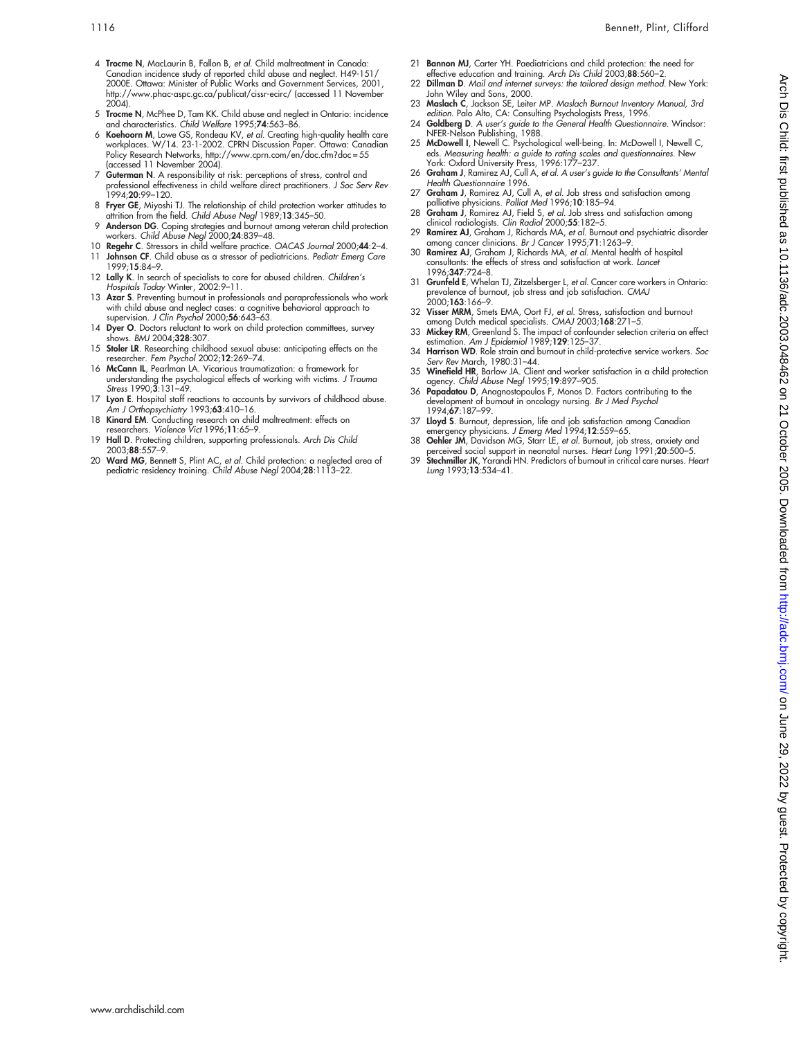4 **Trocme N**, MacLaurin B, Fallon B, *et al*. Child maltreatment in Canada: Canadian incidence study of reported child abuse and neglect. H49-151/2000E. Ottawa: Minister of Public Works and Government Services, 2001, http://www.phac-aspc.gc.ca/publicat/cissr-ecirc/ (accessed 11 November 2004).

5 **Trocme N**, McPhee D, Tam KK. Child abuse and neglect in Ontario: incidence and characteristics. *Child Welfare* 1995;**74**:563–86.

6 **Koehoorn M**, Lowe GS, Rondeau KV, *et al*. Creating high-quality health care workplaces. W/14. 23-1-2002. CPRN Discussion Paper. Ottawa: Canadian Policy Research Networks, http://www.cprn.com/en/doc.cfm?doc=55 (accessed 11 November 2004).

7 **Guterman N**. A responsibility at risk: perceptions of stress, control and professional effectiveness in child welfare direct practitioners. *J Soc Serv Rev* 1994;**20**:99–120.

8 **Fryer GE**, Miyoshi TJ. The relationship of child protection worker attitudes to attrition from the field. *Child Abuse Negl* 1989;**13**:345–50.

9 **Anderson DG**. Coping strategies and burnout among veteran child protection workers. *Child Abuse Negl* 2000;**24**:839–48.

10 **Regehr C**. Stressors in child welfare practice. *OACAS Journal* 2000;**44**:2–4.

11 **Johnson CF**. Child abuse as a stressor of pediatricians. *Pediatr Emerg Care* 1999;**15**:84–9.

12 **Lally K**. In search of specialists to care for abused children. *Children's Hospitals Today* Winter, 2002:9–11.

13 **Azar S**. Preventing burnout in professionals and paraprofessionals who work with child abuse and neglect cases: a cognitive behavioral approach to supervision. *J Clin Psychol* 2000;**56**:643–63.

14 **Dyer O**. Doctors reluctant to work on child protection committees, survey shows. *BMJ* 2004;**328**:307.

15 **Stoler LR**. Researching childhood sexual abuse: anticipating effects on the researcher. *Fem Psychol* 2002;**12**:269–74.

16 **McCann IL**, Pearlman LA. Vicarious traumatization: a framework for understanding the psychological effects of working with victims. *J Trauma Stress* 1990;**3**:131–49.

17 **Lyon E**. Hospital staff reactions to accounts by survivors of childhood abuse. *Am J Orthopsychiatry* 1993;**63**:410–16.

18 **Kinard EM**. Conducting research on child maltreatment: effects on researchers. *Violence Vict* 1996;**11**:65–9.

19 **Hall D**. Protecting children, supporting professionals. *Arch Dis Child* 2003;**88**:557–9.

20 **Ward MG**, Bennett S, Plint AC, *et al*. Child protection: a neglected area of pediatric residency training. *Child Abuse Negl* 2004;**28**:1113–22.

21 **Bannon MJ**, Carter YH. Paediatricians and child protection: the need for effective education and training. *Arch Dis Child* 2003;**88**:560–2.

22 **Dillman D**. *Mail and internet surveys: the tailored design method*. New York: John Wiley and Sons, 2000.

23 **Maslach C**, Jackson SE, Leiter MP. *Maslach Burnout Inventory Manual, 3rd edition*. Palo Alto, CA: Consulting Psychologists Press, 1996.

24 **Goldberg D**. *A user's guide to the General Health Questionnaire*. Windsor: NFER-Nelson Publishing, 1988.

25 **McDowell I**, Newell C. Psychological well-being. In: McDowell I, Newell C, eds. *Measuring health: a guide to rating scales and questionnaires*. New York: Oxford University Press, 1996:177–237.

26 **Graham J**, Ramirez AJ, Cull A, *et al*. *A user's guide to the Consultants' Mental Health Questionnaire* 1996.

27 **Graham J**, Ramirez AJ, Cull A, *et al*. Job stress and satisfaction among palliative physicians. *Palliat Med* 1996;**10**:185–94.

28 **Graham J**, Ramirez AJ, Field S, *et al*. Job stress and satisfaction among clinical radiologists. *Clin Radiol* 2000;**55**:182–5.

29 **Ramirez AJ**, Graham J, Richards MA, *et al*. Burnout and psychiatric disorder among cancer clinicians. *Br J Cancer* 1995;**71**:1263–9.

30 **Ramirez AJ**, Graham J, Richards MA, *et al*. Mental health of hospital consultants: the effects of stress and satisfaction at work. *Lancet* 1996;**347**:724–8.

31 **Grunfeld E**, Whelan TJ, Zitzelsberger L, *et al*. Cancer care workers in Ontario: prevalence of burnout, job stress and job satisfaction. *CMAJ* 2000;**163**:166–9.

32 **Visser MRM**, Smets EMA, Oort FJ, *et al*. Stress, satisfaction and burnout among Dutch medical specialists. *CMAJ* 2003;**168**:271–5.

33 **Mickey RM**, Greenland S. The impact of confounder selection criteria on effect estimation. *Am J Epidemiol* 1989;**129**:125–37.

34 **Harrison WD**. Role strain and burnout in child-protective service workers. *Soc Serv Rev* March, 1980:31–44.

35 **Winefield HR**, Barlow JA. Client and worker satisfaction in a child protection agency. *Child Abuse Negl* 1995;**19**:897–905.

36 **Papadatou D**, Anagnostopoulos F, Monos D. Factors contributing to the development of burnout in oncology nursing. *Br J Med Psychol* 1994;**67**:187–99.

37 **Lloyd S**. Burnout, depression, life and job satisfaction among Canadian emergency physicians. *J Emerg Med* 1994;**12**:559–65.

38 **Oehler JM**, Davidson MG, Starr LE, *et al*. Burnout, job stress, anxiety and perceived social support in neonatal nurses. *Heart Lung* 1991;**20**:500–5.

39 **Stechmiller JK**, Yarandi HN. Predictors of burnout in critical care nurses. *Heart Lung* 1993;**13**:534–41.